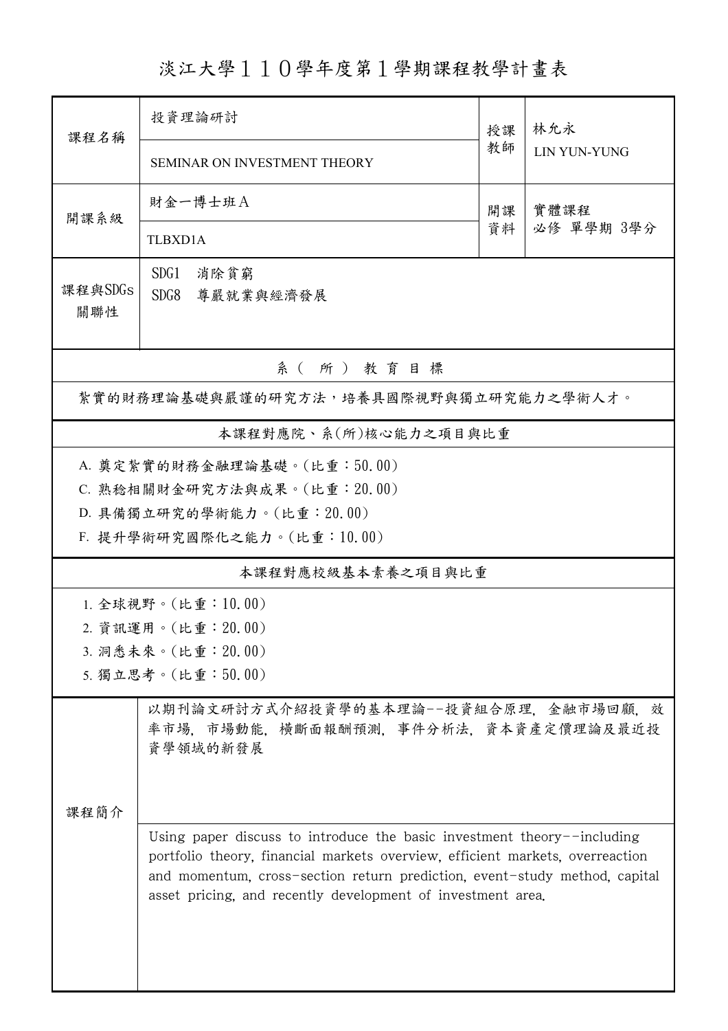# 淡江大學１１０學年度第１學期課程教學計畫表

| 課程名稱 | 投資理論研討<br>SEMINAR ON INVESTMENT THEORY | 授課教師 | 林允永<br>LIN YUN-YUNG |
|---|---|---|---|
| 開課系級 | 財金一博士班Ａ<br>TLBXD1A | 開課資料 | 實體課程<br>必修 單學期 3學分 |
| 課程與SDGs關聯性 | SDG1 消除貧窮<br>SDG8 尊嚴就業與經濟發展 | | |

## 系（所）教育目標

紮實的財務理論基礎與嚴謹的研究方法，培養具國際視野與獨立研究能力之學術人才。

## 本課程對應院、系(所)核心能力之項目與比重

A. 奠定紮實的財務金融理論基礎。(比重：50.00)

C. 熟稔相關財金研究方法與成果。(比重：20.00)

D. 具備獨立研究的學術能力。(比重：20.00)

F. 提升學術研究國際化之能力。(比重：10.00)

## 本課程對應校級基本素養之項目與比重

1. 全球視野。(比重：10.00)
2. 資訊運用。(比重：20.00)
3. 洞悉未來。(比重：20.00)
5. 獨立思考。(比重：50.00)

## 課程簡介

以期刊論文研討方式介紹投資學的基本理論--投資組合原理, 金融市場回顧, 效率市場, 市場動能, 橫斷面報酬預測, 事件分析法, 資本資產定價理論及最近投資學領域的新發展

Using paper discuss to introduce the basic investment theory--including portfolio theory, financial markets overview, efficient markets, overreaction and momentum, cross-section return prediction, event-study method, capital asset pricing, and recently development of investment area.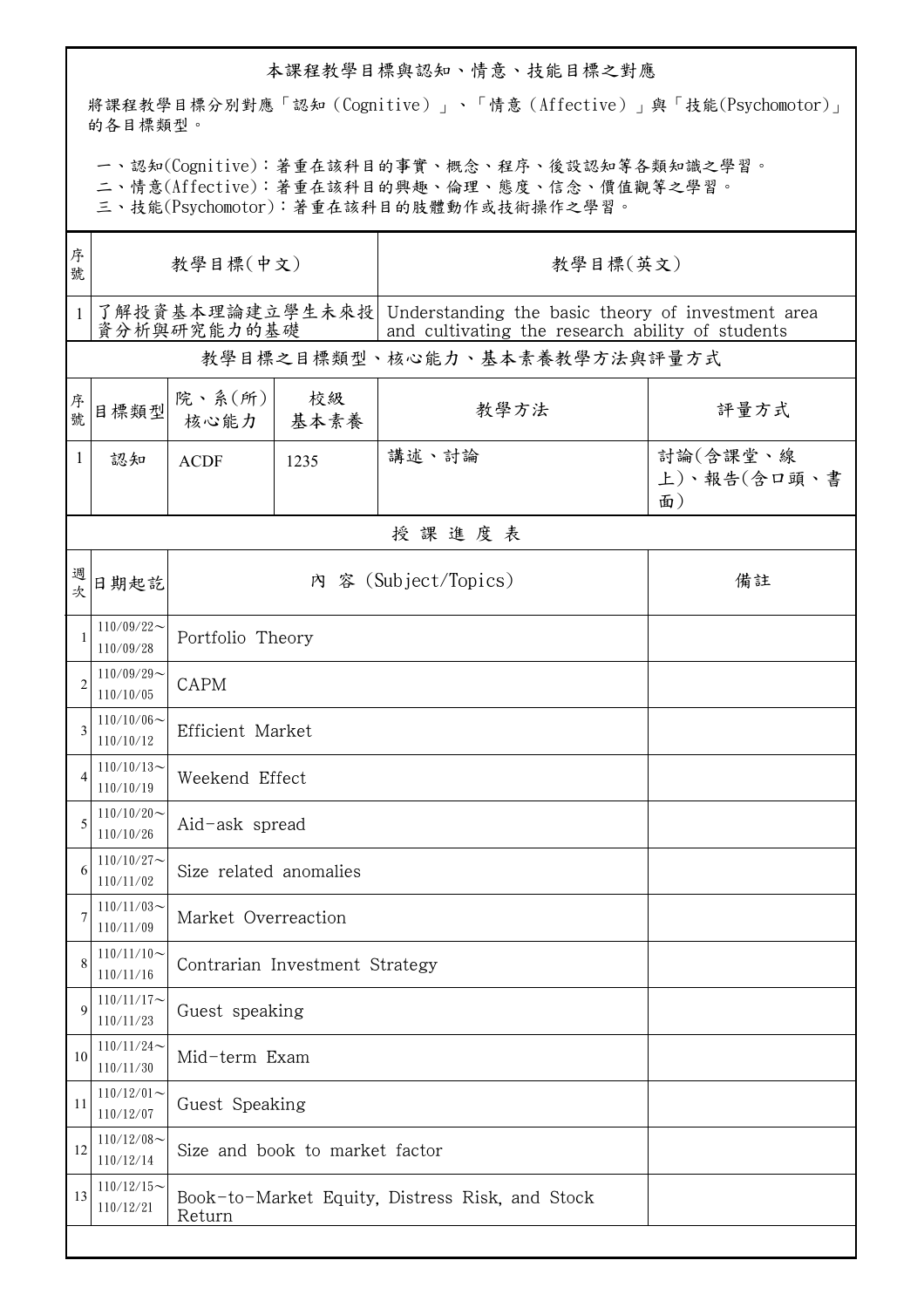## 本課程教學目標與認知、情意、技能目標之對應

將課程教學目標分別對應「認知（Cognitive）」、「情意（Affective）」與「技能(Psychomotor)」的各目標類型。

一、認知(Cognitive)：著重在該科目的事實、概念、程序、後設認知等各類知識之學習。
二、情意(Affective)：著重在該科目的興趣、倫理、態度、信念、價值觀等之學習。
三、技能(Psychomotor)：著重在該科目的肢體動作或技術操作之學習。

| 序號 | 教學目標(中文) | 教學目標(英文) |
| --- | --- | --- |
| 1 | 了解投資基本理論建立學生未來投資分析與研究能力的基礎 | Understanding the basic theory of investment area and cultivating the research ability of students |

### 教學目標之目標類型、核心能力、基本素養教學方法與評量方式

| 序號 | 目標類型 | 院、系(所)核心能力 | 校級基本素養 | 教學方法 | 評量方式 |
| --- | --- | --- | --- | --- | --- |
| 1 | 認知 | ACDF | 1235 | 講述、討論 | 討論(含課堂、線上)、報告(含口頭、書面) |

### 授 課 進 度 表

| 週次 | 日期起訖 | 內 容 (Subject/Topics) | 備註 |
| --- | --- | --- | --- |
| 1 | 110/09/22～110/09/28 | Portfolio Theory | |
| 2 | 110/09/29～110/10/05 | CAPM | |
| 3 | 110/10/06～110/10/12 | Efficient Market | |
| 4 | 110/10/13～110/10/19 | Weekend Effect | |
| 5 | 110/10/20～110/10/26 | Aid-ask spread | |
| 6 | 110/10/27～110/11/02 | Size related anomalies | |
| 7 | 110/11/03～110/11/09 | Market Overreaction | |
| 8 | 110/11/10～110/11/16 | Contrarian Investment Strategy | |
| 9 | 110/11/17～110/11/23 | Guest speaking | |
| 10 | 110/11/24～110/11/30 | Mid-term Exam | |
| 11 | 110/12/01～110/12/07 | Guest Speaking | |
| 12 | 110/12/08～110/12/14 | Size and book to market factor | |
| 13 | 110/12/15～110/12/21 | Book-to-Market Equity, Distress Risk, and Stock Return | |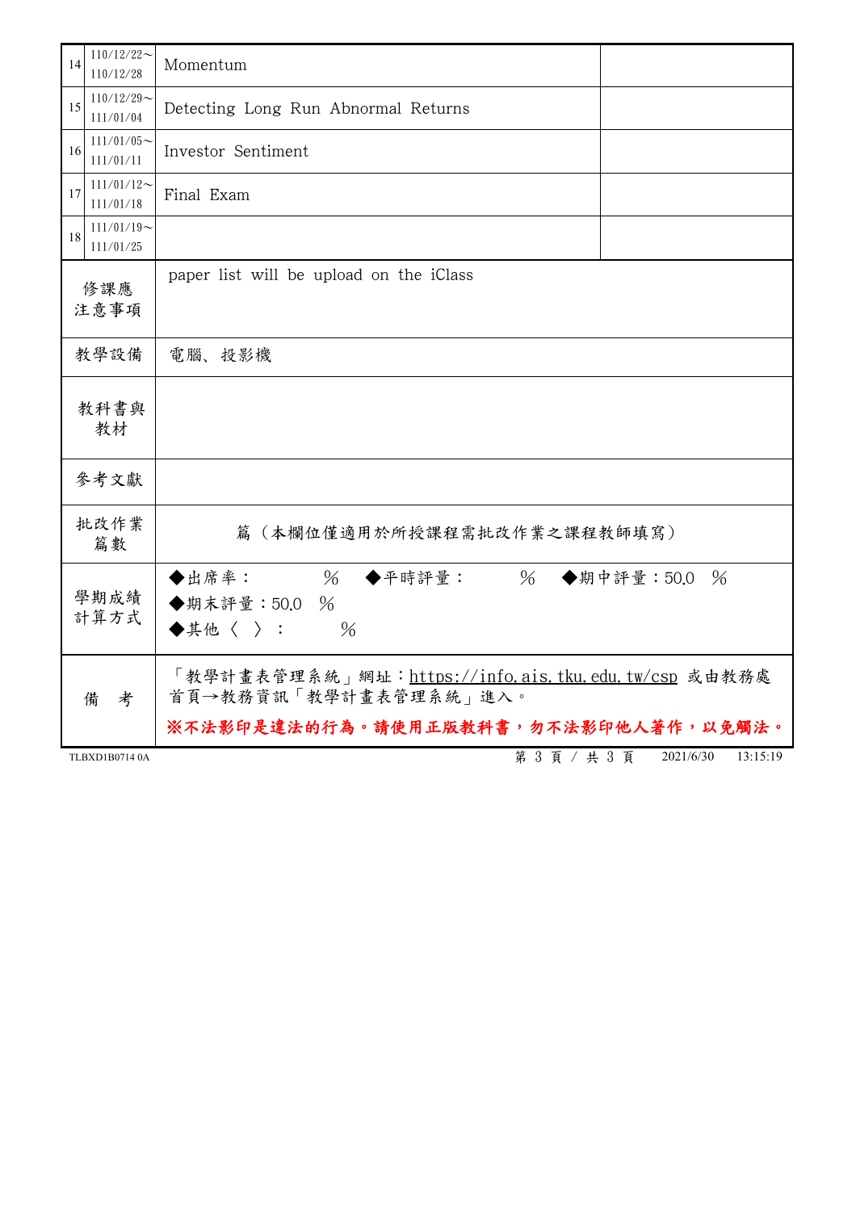| | | | |
|---|---|---|---|
| 14 | 110/12/22～<br>110/12/28 | Momentum | |
| 15 | 110/12/29～<br>111/01/04 | Detecting Long Run Abnormal Returns | |
| 16 | 111/01/05～<br>111/01/11 | Investor Sentiment | |
| 17 | 111/01/12～<br>111/01/18 | Final Exam | |
| 18 | 111/01/19～<br>111/01/25 | | |

| | |
|---|---|
| 修課應注意事項 | paper list will be upload on the iClass |
| 教學設備 | 電腦、投影機 |
| 教科書與教材 | |
| 參考文獻 | |
| 批改作業篇數 | 篇（本欄位僅適用於所授課程需批改作業之課程教師填寫） |
| 學期成績計算方式 | ◆出席率： ％ ◆平時評量： ％ ◆期中評量：50.0 ％<br>◆期末評量：50.0 ％<br>◆其他〈 〉： ％ |
| 備　考 | 「教學計畫表管理系統」網址：https://info.ais.tku.edu.tw/csp 或由教務處首頁→教務資訊「教學計畫表管理系統」進入。<br>**※不法影印是違法的行為。請使用正版教科書，勿不法影印他人著作，以免觸法。** |

TLBXD1B0714 0A　　2021/6/30　13:15:19